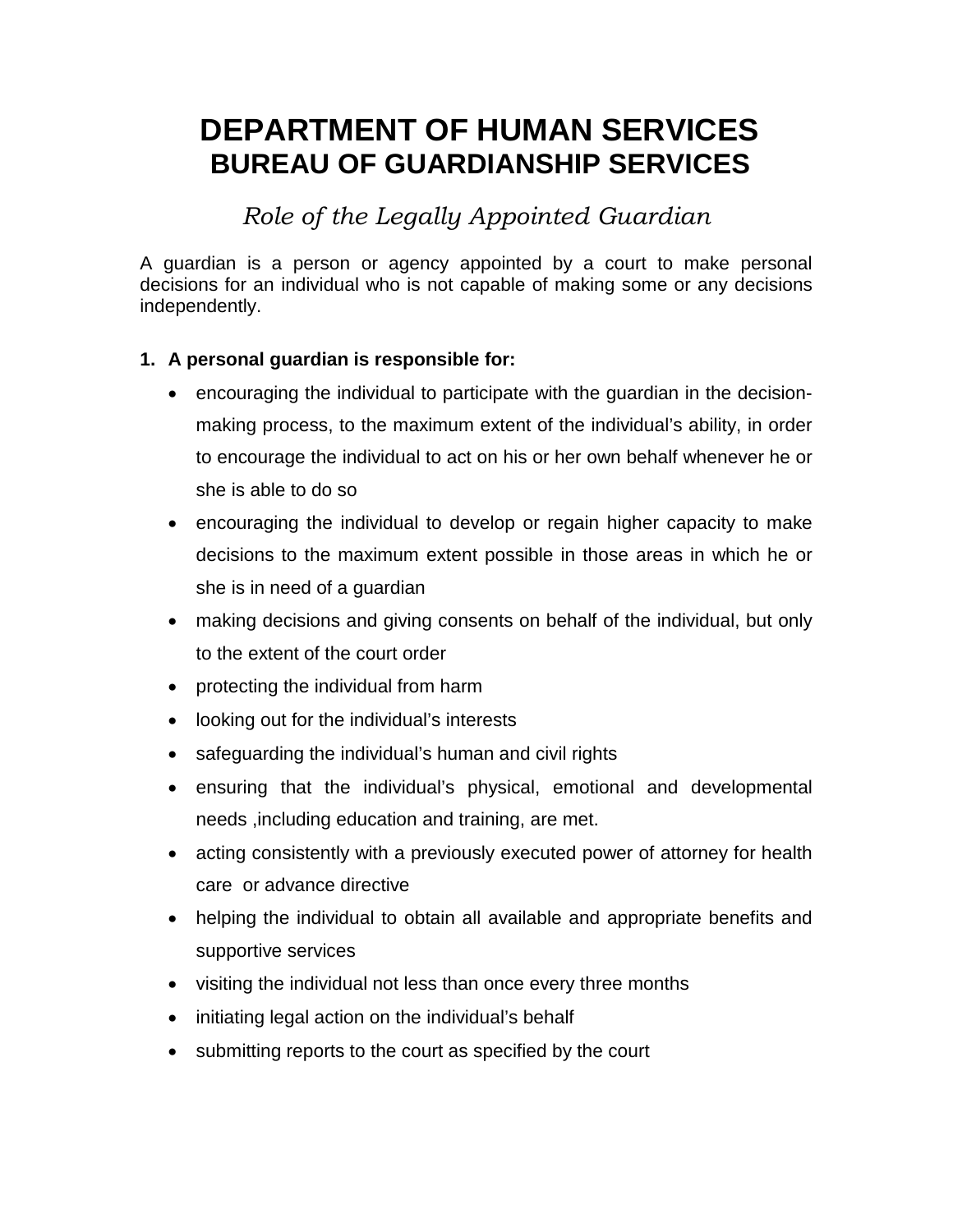# DEPARTMENT OF HUMAN SERVICES
## BUREAU OF GUARDIANSHIP SERVICES

*Role of the Legally Appointed Guardian*

A guardian is a person or agency appointed by a court to make personal decisions for an individual who is not capable of making some or any decisions independently.

1. **A personal guardian is responsible for:**
   - encouraging the individual to participate with the guardian in the decision-making process, to the maximum extent of the individual's ability, in order to encourage the individual to act on his or her own behalf whenever he or she is able to do so
   - encouraging the individual to develop or regain higher capacity to make decisions to the maximum extent possible in those areas in which he or she is in need of a guardian
   - making decisions and giving consents on behalf of the individual, but only to the extent of the court order
   - protecting the individual from harm
   - looking out for the individual's interests
   - safeguarding the individual's human and civil rights
   - ensuring that the individual's physical, emotional and developmental needs ,including education and training, are met.
   - acting consistently with a previously executed power of attorney for health care or advance directive
   - helping the individual to obtain all available and appropriate benefits and supportive services
   - visiting the individual not less than once every three months
   - initiating legal action on the individual's behalf
   - submitting reports to the court as specified by the court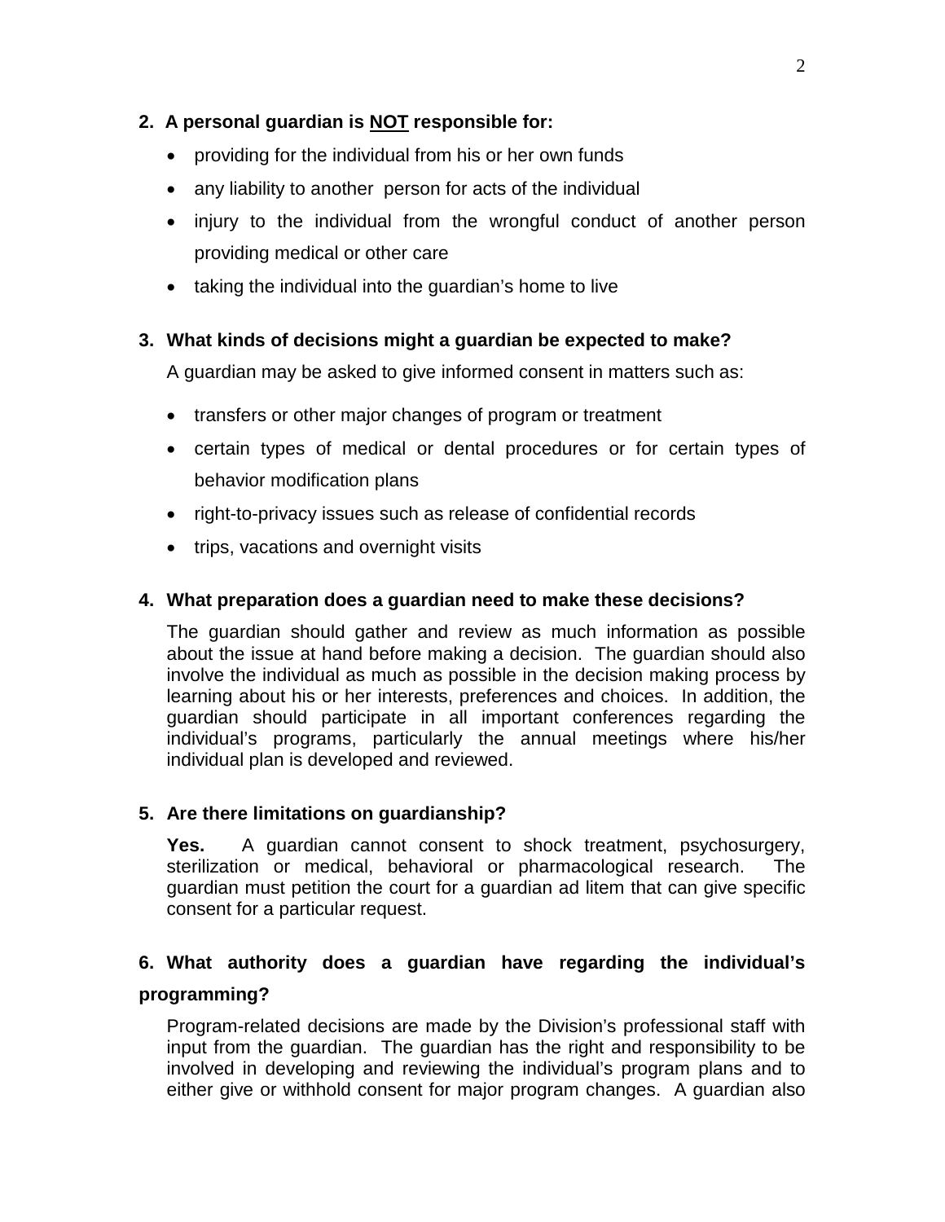**2. A personal guardian is <u>NOT</u> responsible for:**

- providing for the individual from his or her own funds
- any liability to another person for acts of the individual
- injury to the individual from the wrongful conduct of another person providing medical or other care
- taking the individual into the guardian's home to live

**3. What kinds of decisions might a guardian be expected to make?**

A guardian may be asked to give informed consent in matters such as:

- transfers or other major changes of program or treatment
- certain types of medical or dental procedures or for certain types of behavior modification plans
- right-to-privacy issues such as release of confidential records
- trips, vacations and overnight visits

**4. What preparation does a guardian need to make these decisions?**

The guardian should gather and review as much information as possible about the issue at hand before making a decision. The guardian should also involve the individual as much as possible in the decision making process by learning about his or her interests, preferences and choices. In addition, the guardian should participate in all important conferences regarding the individual's programs, particularly the annual meetings where his/her individual plan is developed and reviewed.

**5. Are there limitations on guardianship?**

**Yes.** A guardian cannot consent to shock treatment, psychosurgery, sterilization or medical, behavioral or pharmacological research. The guardian must petition the court for a guardian ad litem that can give specific consent for a particular request.

**6. What authority does a guardian have regarding the individual's programming?**

Program-related decisions are made by the Division's professional staff with input from the guardian. The guardian has the right and responsibility to be involved in developing and reviewing the individual's program plans and to either give or withhold consent for major program changes. A guardian also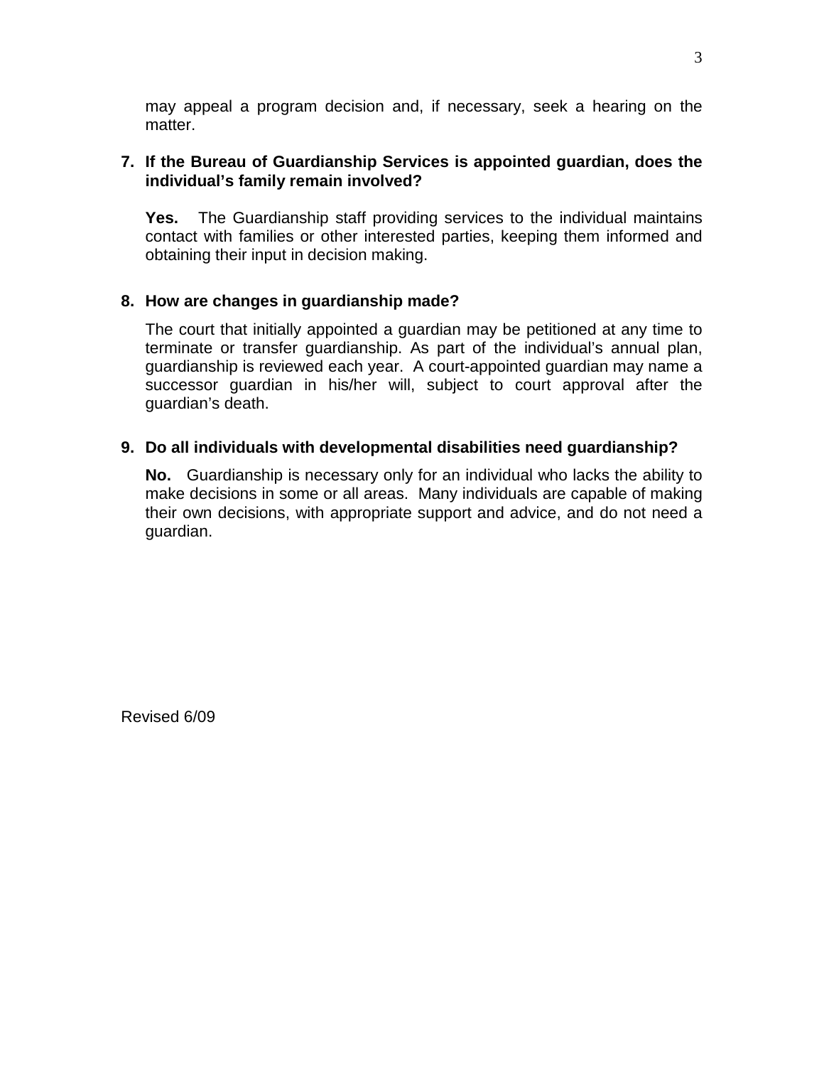may appeal a program decision and, if necessary, seek a hearing on the matter.

**7. If the Bureau of Guardianship Services is appointed guardian, does the individual's family remain involved?**

**Yes.** The Guardianship staff providing services to the individual maintains contact with families or other interested parties, keeping them informed and obtaining their input in decision making.

**8. How are changes in guardianship made?**

The court that initially appointed a guardian may be petitioned at any time to terminate or transfer guardianship. As part of the individual's annual plan, guardianship is reviewed each year. A court-appointed guardian may name a successor guardian in his/her will, subject to court approval after the guardian's death.

**9. Do all individuals with developmental disabilities need guardianship?**

**No.** Guardianship is necessary only for an individual who lacks the ability to make decisions in some or all areas. Many individuals are capable of making their own decisions, with appropriate support and advice, and do not need a guardian.

Revised 6/09